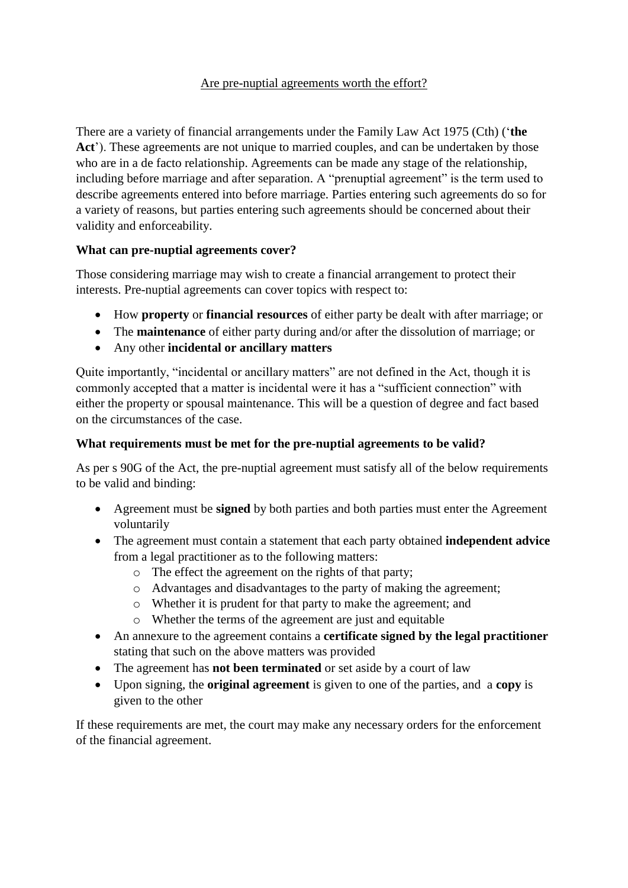# Are pre-nuptial agreements worth the effort?

There are a variety of financial arrangements under the Family Law Act 1975 (Cth) ('**the Act**'). These agreements are not unique to married couples, and can be undertaken by those who are in a de facto relationship. Agreements can be made any stage of the relationship, including before marriage and after separation. A "prenuptial agreement" is the term used to describe agreements entered into before marriage. Parties entering such agreements do so for a variety of reasons, but parties entering such agreements should be concerned about their validity and enforceability.

**What can pre-nuptial agreements cover?**

Those considering marriage may wish to create a financial arrangement to protect their interests. Pre-nuptial agreements can cover topics with respect to:

- How **property** or **financial resources** of either party be dealt with after marriage; or
- The **maintenance** of either party during and/or after the dissolution of marriage; or
- Any other **incidental or ancillary matters**

Quite importantly, "incidental or ancillary matters" are not defined in the Act, though it is commonly accepted that a matter is incidental were it has a "sufficient connection" with either the property or spousal maintenance. This will be a question of degree and fact based on the circumstances of the case.

**What requirements must be met for the pre-nuptial agreements to be valid?**

As per s 90G of the Act, the pre-nuptial agreement must satisfy all of the below requirements to be valid and binding:

- Agreement must be **signed** by both parties and both parties must enter the Agreement voluntarily
- The agreement must contain a statement that each party obtained **independent advice** from a legal practitioner as to the following matters:
  - The effect the agreement on the rights of that party;
  - Advantages and disadvantages to the party of making the agreement;
  - Whether it is prudent for that party to make the agreement; and
  - Whether the terms of the agreement are just and equitable
- An annexure to the agreement contains a **certificate signed by the legal practitioner** stating that such on the above matters was provided
- The agreement has **not been terminated** or set aside by a court of law
- Upon signing, the **original agreement** is given to one of the parties, and a **copy** is given to the other

If these requirements are met, the court may make any necessary orders for the enforcement of the financial agreement.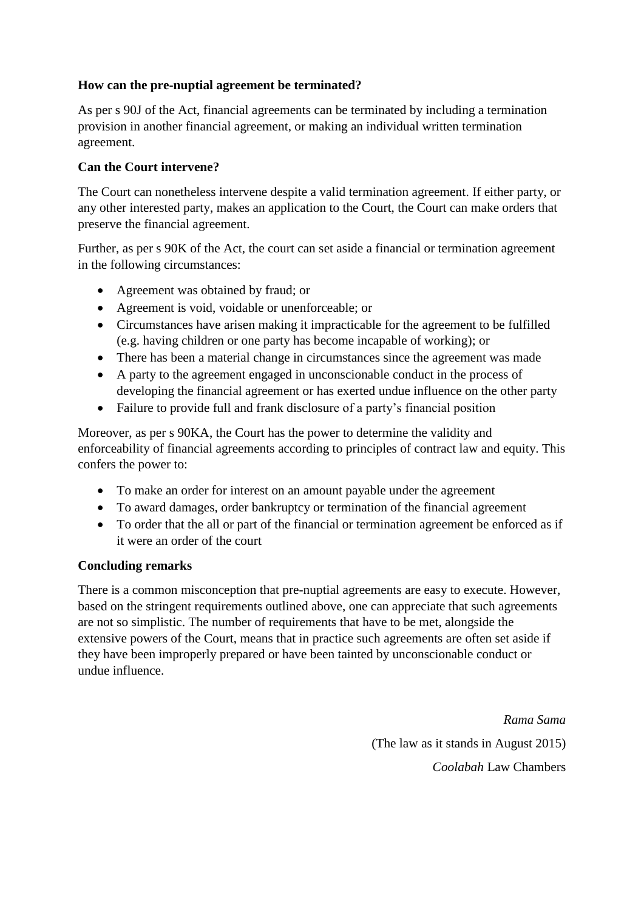**How can the pre-nuptial agreement be terminated?**

As per s 90J of the Act, financial agreements can be terminated by including a termination provision in another financial agreement, or making an individual written termination agreement.

**Can the Court intervene?**

The Court can nonetheless intervene despite a valid termination agreement. If either party, or any other interested party, makes an application to the Court, the Court can make orders that preserve the financial agreement.

Further, as per s 90K of the Act, the court can set aside a financial or termination agreement in the following circumstances:

- Agreement was obtained by fraud; or
- Agreement is void, voidable or unenforceable; or
- Circumstances have arisen making it impracticable for the agreement to be fulfilled (e.g. having children or one party has become incapable of working); or
- There has been a material change in circumstances since the agreement was made
- A party to the agreement engaged in unconscionable conduct in the process of developing the financial agreement or has exerted undue influence on the other party
- Failure to provide full and frank disclosure of a party's financial position

Moreover, as per s 90KA, the Court has the power to determine the validity and enforceability of financial agreements according to principles of contract law and equity. This confers the power to:

- To make an order for interest on an amount payable under the agreement
- To award damages, order bankruptcy or termination of the financial agreement
- To order that the all or part of the financial or termination agreement be enforced as if it were an order of the court

**Concluding remarks**

There is a common misconception that pre-nuptial agreements are easy to execute. However, based on the stringent requirements outlined above, one can appreciate that such agreements are not so simplistic. The number of requirements that have to be met, alongside the extensive powers of the Court, means that in practice such agreements are often set aside if they have been improperly prepared or have been tainted by unconscionable conduct or undue influence.

*Rama Sama*

(The law as it stands in August 2015)

*Coolabah* Law Chambers